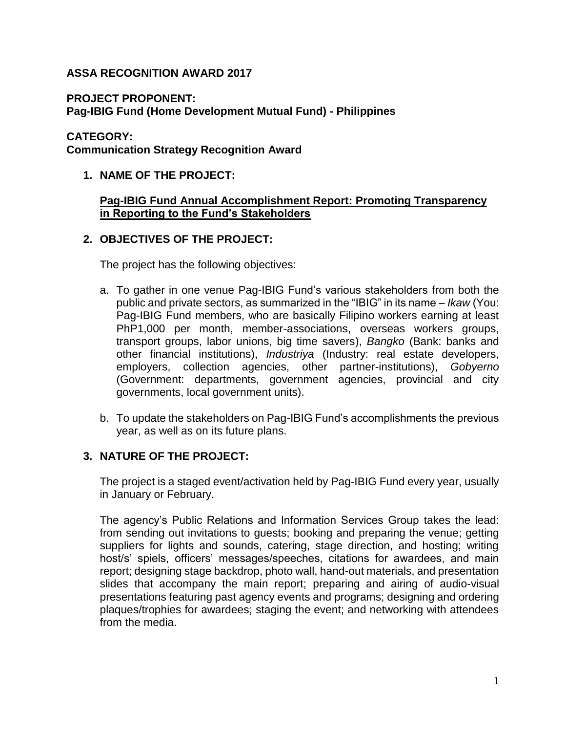**ASSA RECOGNITION AWARD 2017**

**PROJECT PROPONENT:**
**Pag-IBIG Fund (Home Development Mutual Fund) - Philippines**

**CATEGORY:**
**Communication Strategy Recognition Award**

1. **NAME OF THE PROJECT:**

   **Pag-IBIG Fund Annual Accomplishment Report: Promoting Transparency in Reporting to the Fund's Stakeholders**

2. **OBJECTIVES OF THE PROJECT:**

   The project has the following objectives:

   a. To gather in one venue Pag-IBIG Fund's various stakeholders from both the public and private sectors, as summarized in the "IBIG" in its name – *Ikaw* (You: Pag-IBIG Fund members, who are basically Filipino workers earning at least PhP1,000 per month, member-associations, overseas workers groups, transport groups, labor unions, big time savers), *Bangko* (Bank: banks and other financial institutions), *Industriya* (Industry: real estate developers, employers, collection agencies, other partner-institutions), *Gobyerno* (Government: departments, government agencies, provincial and city governments, local government units).

   b. To update the stakeholders on Pag-IBIG Fund's accomplishments the previous year, as well as on its future plans.

3. **NATURE OF THE PROJECT:**

   The project is a staged event/activation held by Pag-IBIG Fund every year, usually in January or February.

   The agency's Public Relations and Information Services Group takes the lead: from sending out invitations to guests; booking and preparing the venue; getting suppliers for lights and sounds, catering, stage direction, and hosting; writing host/s' spiels, officers' messages/speeches, citations for awardees, and main report; designing stage backdrop, photo wall, hand-out materials, and presentation slides that accompany the main report; preparing and airing of audio-visual presentations featuring past agency events and programs; designing and ordering plaques/trophies for awardees; staging the event; and networking with attendees from the media.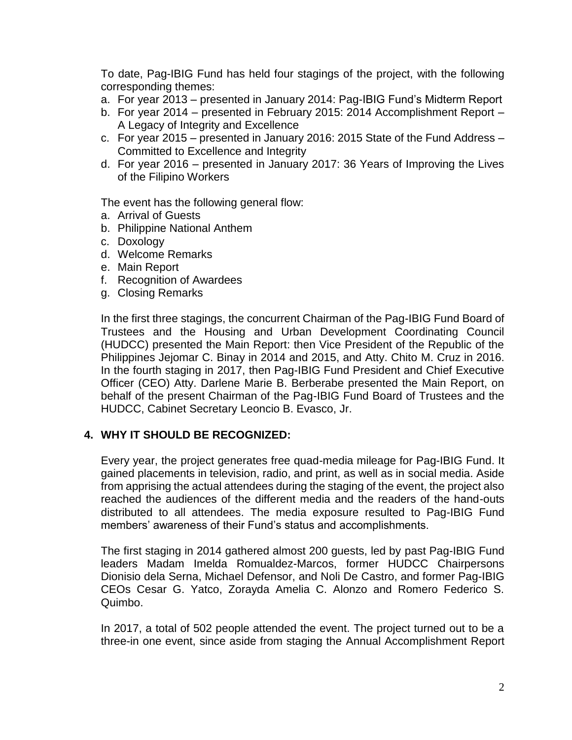To date, Pag-IBIG Fund has held four stagings of the project, with the following corresponding themes:

a. For year 2013 – presented in January 2014: Pag-IBIG Fund's Midterm Report
b. For year 2014 – presented in February 2015: 2014 Accomplishment Report – A Legacy of Integrity and Excellence
c. For year 2015 – presented in January 2016: 2015 State of the Fund Address – Committed to Excellence and Integrity
d. For year 2016 – presented in January 2017: 36 Years of Improving the Lives of the Filipino Workers

The event has the following general flow:

a. Arrival of Guests
b. Philippine National Anthem
c. Doxology
d. Welcome Remarks
e. Main Report
f. Recognition of Awardees
g. Closing Remarks

In the first three stagings, the concurrent Chairman of the Pag-IBIG Fund Board of Trustees and the Housing and Urban Development Coordinating Council (HUDCC) presented the Main Report: then Vice President of the Republic of the Philippines Jejomar C. Binay in 2014 and 2015, and Atty. Chito M. Cruz in 2016. In the fourth staging in 2017, then Pag-IBIG Fund President and Chief Executive Officer (CEO) Atty. Darlene Marie B. Berberabe presented the Main Report, on behalf of the present Chairman of the Pag-IBIG Fund Board of Trustees and the HUDCC, Cabinet Secretary Leoncio B. Evasco, Jr.

## 4. WHY IT SHOULD BE RECOGNIZED:

Every year, the project generates free quad-media mileage for Pag-IBIG Fund. It gained placements in television, radio, and print, as well as in social media. Aside from apprising the actual attendees during the staging of the event, the project also reached the audiences of the different media and the readers of the hand-outs distributed to all attendees. The media exposure resulted to Pag-IBIG Fund members' awareness of their Fund's status and accomplishments.

The first staging in 2014 gathered almost 200 guests, led by past Pag-IBIG Fund leaders Madam Imelda Romualdez-Marcos, former HUDCC Chairpersons Dionisio dela Serna, Michael Defensor, and Noli De Castro, and former Pag-IBIG CEOs Cesar G. Yatco, Zorayda Amelia C. Alonzo and Romero Federico S. Quimbo.

In 2017, a total of 502 people attended the event. The project turned out to be a three-in one event, since aside from staging the Annual Accomplishment Report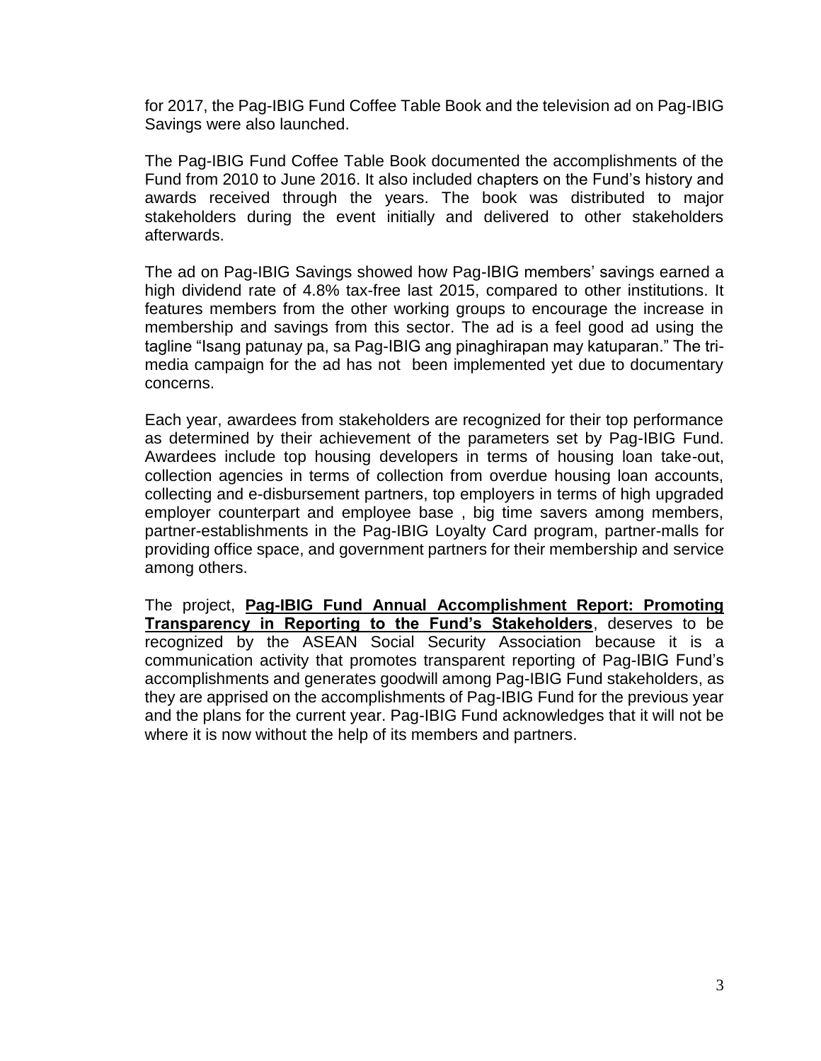for 2017, the Pag-IBIG Fund Coffee Table Book and the television ad on Pag-IBIG Savings were also launched.

The Pag-IBIG Fund Coffee Table Book documented the accomplishments of the Fund from 2010 to June 2016. It also included chapters on the Fund's history and awards received through the years. The book was distributed to major stakeholders during the event initially and delivered to other stakeholders afterwards.

The ad on Pag-IBIG Savings showed how Pag-IBIG members' savings earned a high dividend rate of 4.8% tax-free last 2015, compared to other institutions. It features members from the other working groups to encourage the increase in membership and savings from this sector. The ad is a feel good ad using the tagline "Isang patunay pa, sa Pag-IBIG ang pinaghirapan may katuparan." The tri-media campaign for the ad has not been implemented yet due to documentary concerns.

Each year, awardees from stakeholders are recognized for their top performance as determined by their achievement of the parameters set by Pag-IBIG Fund. Awardees include top housing developers in terms of housing loan take-out, collection agencies in terms of collection from overdue housing loan accounts, collecting and e-disbursement partners, top employers in terms of high upgraded employer counterpart and employee base , big time savers among members, partner-establishments in the Pag-IBIG Loyalty Card program, partner-malls for providing office space, and government partners for their membership and service among others.

The project, **Pag-IBIG Fund Annual Accomplishment Report: Promoting Transparency in Reporting to the Fund's Stakeholders**, deserves to be recognized by the ASEAN Social Security Association because it is a communication activity that promotes transparent reporting of Pag-IBIG Fund's accomplishments and generates goodwill among Pag-IBIG Fund stakeholders, as they are apprised on the accomplishments of Pag-IBIG Fund for the previous year and the plans for the current year. Pag-IBIG Fund acknowledges that it will not be where it is now without the help of its members and partners.